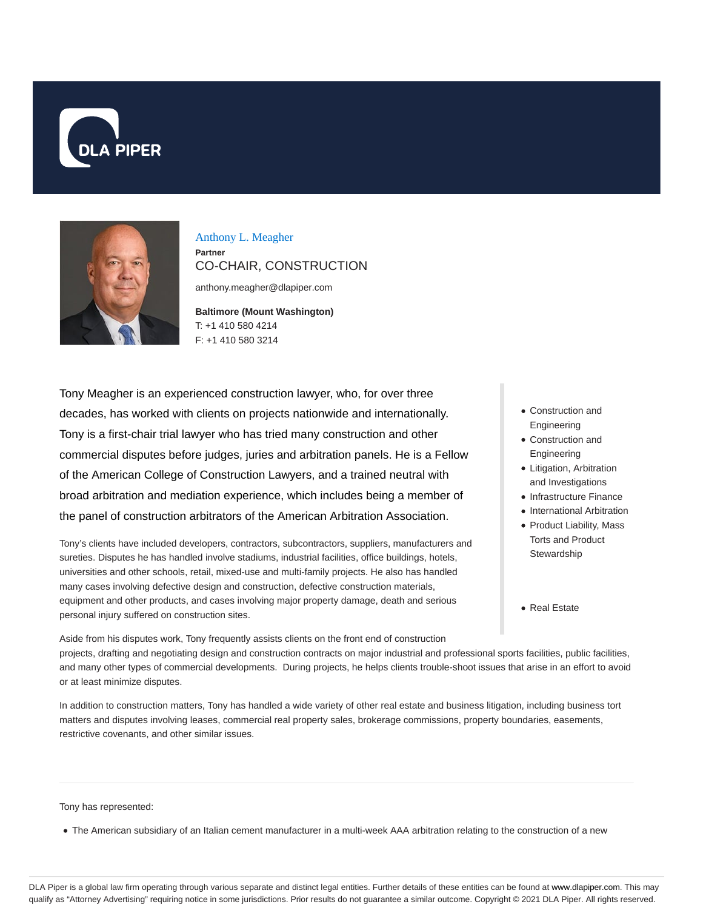# Anthony L. Meagher

**Partner**

CO-CHAIR, CONSTRUCTION

anthony.meagher@dlapiper.com

**Baltimore (Mount Washington)**
T: +1 410 580 4214
F: +1 410 580 3214

- Construction and Engineering
- Construction and Engineering
- Litigation, Arbitration and Investigations
- Infrastructure Finance
- International Arbitration
- Product Liability, Mass Torts and Product Stewardship

- Real Estate

Tony Meagher is an experienced construction lawyer, who, for over three decades, has worked with clients on projects nationwide and internationally. Tony is a first-chair trial lawyer who has tried many construction and other commercial disputes before judges, juries and arbitration panels. He is a Fellow of the American College of Construction Lawyers, and a trained neutral with broad arbitration and mediation experience, which includes being a member of the panel of construction arbitrators of the American Arbitration Association.

Tony's clients have included developers, contractors, subcontractors, suppliers, manufacturers and sureties. Disputes he has handled involve stadiums, industrial facilities, office buildings, hotels, universities and other schools, retail, mixed-use and multi-family projects. He also has handled many cases involving defective design and construction, defective construction materials, equipment and other products, and cases involving major property damage, death and serious personal injury suffered on construction sites.

Aside from his disputes work, Tony frequently assists clients on the front end of construction projects, drafting and negotiating design and construction contracts on major industrial and professional sports facilities, public facilities, and many other types of commercial developments. During projects, he helps clients trouble-shoot issues that arise in an effort to avoid or at least minimize disputes.

In addition to construction matters, Tony has handled a wide variety of other real estate and business litigation, including business tort matters and disputes involving leases, commercial real property sales, brokerage commissions, property boundaries, easements, restrictive covenants, and other similar issues.

---

Tony has represented:

- The American subsidiary of an Italian cement manufacturer in a multi-week AAA arbitration relating to the construction of a new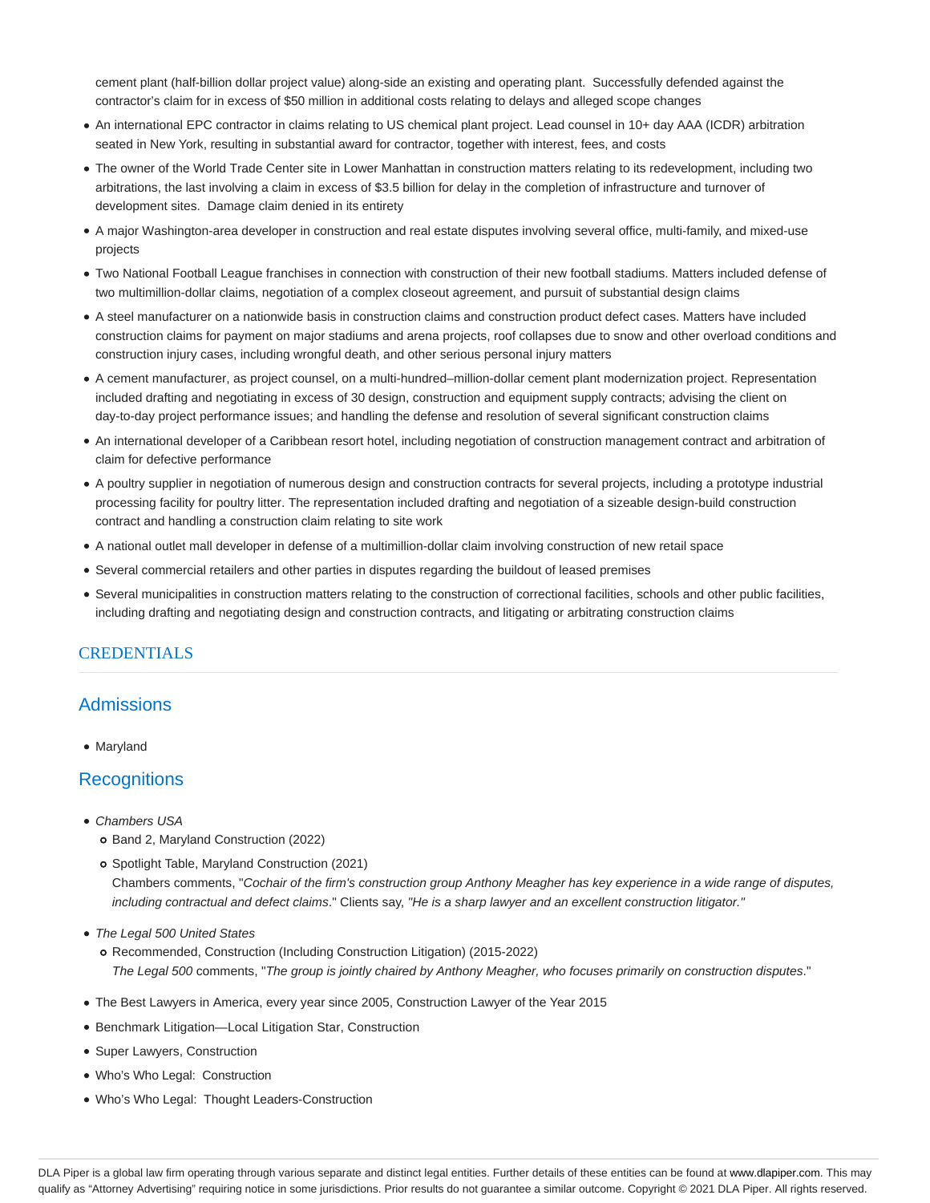cement plant (half-billion dollar project value) along-side an existing and operating plant. Successfully defended against the contractor's claim for in excess of $50 million in additional costs relating to delays and alleged scope changes

- An international EPC contractor in claims relating to US chemical plant project. Lead counsel in 10+ day AAA (ICDR) arbitration seated in New York, resulting in substantial award for contractor, together with interest, fees, and costs
- The owner of the World Trade Center site in Lower Manhattan in construction matters relating to its redevelopment, including two arbitrations, the last involving a claim in excess of $3.5 billion for delay in the completion of infrastructure and turnover of development sites. Damage claim denied in its entirety
- A major Washington-area developer in construction and real estate disputes involving several office, multi-family, and mixed-use projects
- Two National Football League franchises in connection with construction of their new football stadiums. Matters included defense of two multimillion-dollar claims, negotiation of a complex closeout agreement, and pursuit of substantial design claims
- A steel manufacturer on a nationwide basis in construction claims and construction product defect cases. Matters have included construction claims for payment on major stadiums and arena projects, roof collapses due to snow and other overload conditions and construction injury cases, including wrongful death, and other serious personal injury matters
- A cement manufacturer, as project counsel, on a multi-hundred–million-dollar cement plant modernization project. Representation included drafting and negotiating in excess of 30 design, construction and equipment supply contracts; advising the client on day-to-day project performance issues; and handling the defense and resolution of several significant construction claims
- An international developer of a Caribbean resort hotel, including negotiation of construction management contract and arbitration of claim for defective performance
- A poultry supplier in negotiation of numerous design and construction contracts for several projects, including a prototype industrial processing facility for poultry litter. The representation included drafting and negotiation of a sizeable design-build construction contract and handling a construction claim relating to site work
- A national outlet mall developer in defense of a multimillion-dollar claim involving construction of new retail space
- Several commercial retailers and other parties in disputes regarding the buildout of leased premises
- Several municipalities in construction matters relating to the construction of correctional facilities, schools and other public facilities, including drafting and negotiating design and construction contracts, and litigating or arbitrating construction claims

## CREDENTIALS

### Admissions

- Maryland

### Recognitions

- *Chambers USA*
  - Band 2, Maryland Construction (2022)
  - Spotlight Table, Maryland Construction (2021)
    Chambers comments, "*Cochair of the firm's construction group Anthony Meagher has key experience in a wide range of disputes, including contractual and defect claims*." Clients say, *"He is a sharp lawyer and an excellent construction litigator."*
- *The Legal 500 United States*
  - Recommended, Construction (Including Construction Litigation) (2015-2022)
    *The Legal 500* comments, "*The group is jointly chaired by Anthony Meagher, who focuses primarily on construction disputes*."
- The Best Lawyers in America, every year since 2005, Construction Lawyer of the Year 2015
- Benchmark Litigation—Local Litigation Star, Construction
- Super Lawyers, Construction
- Who's Who Legal: Construction
- Who's Who Legal: Thought Leaders-Construction

DLA Piper is a global law firm operating through various separate and distinct legal entities. Further details of these entities can be found at www.dlapiper.com. This may qualify as "Attorney Advertising" requiring notice in some jurisdictions. Prior results do not guarantee a similar outcome. Copyright © 2021 DLA Piper. All rights reserved.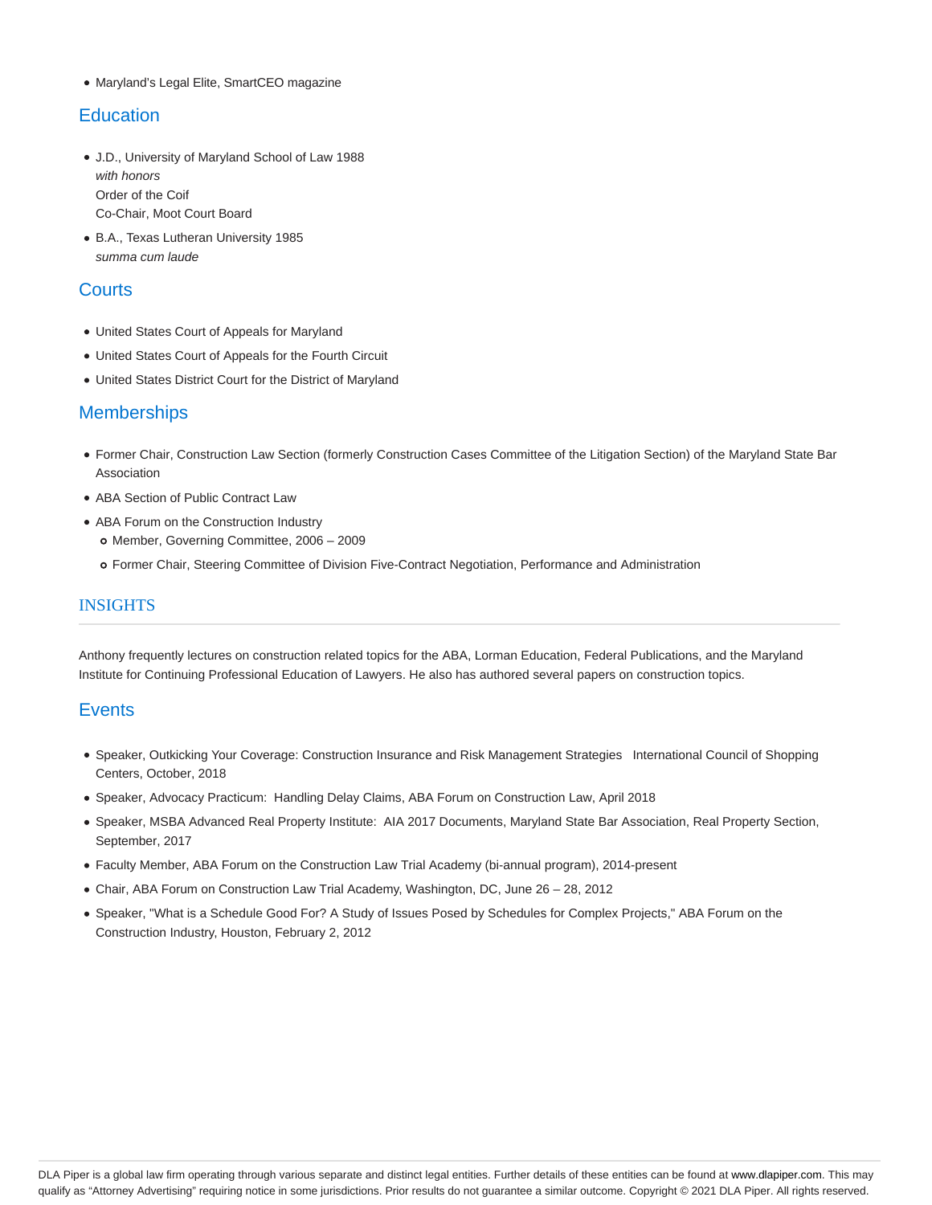- Maryland's Legal Elite, SmartCEO magazine

## Education

- J.D., University of Maryland School of Law 1988
  *with honors*
  Order of the Coif
  Co-Chair, Moot Court Board
- B.A., Texas Lutheran University 1985
  *summa cum laude*

## Courts

- United States Court of Appeals for Maryland
- United States Court of Appeals for the Fourth Circuit
- United States District Court for the District of Maryland

## Memberships

- Former Chair, Construction Law Section (formerly Construction Cases Committee of the Litigation Section) of the Maryland State Bar Association
- ABA Section of Public Contract Law
- ABA Forum on the Construction Industry
  - Member, Governing Committee, 2006 – 2009
  - Former Chair, Steering Committee of Division Five-Contract Negotiation, Performance and Administration

## INSIGHTS

Anthony frequently lectures on construction related topics for the ABA, Lorman Education, Federal Publications, and the Maryland Institute for Continuing Professional Education of Lawyers. He also has authored several papers on construction topics.

## Events

- Speaker, Outkicking Your Coverage: Construction Insurance and Risk Management Strategies International Council of Shopping Centers, October, 2018
- Speaker, Advocacy Practicum: Handling Delay Claims, ABA Forum on Construction Law, April 2018
- Speaker, MSBA Advanced Real Property Institute: AIA 2017 Documents, Maryland State Bar Association, Real Property Section, September, 2017
- Faculty Member, ABA Forum on the Construction Law Trial Academy (bi-annual program), 2014-present
- Chair, ABA Forum on Construction Law Trial Academy, Washington, DC, June 26 – 28, 2012
- Speaker, "What is a Schedule Good For? A Study of Issues Posed by Schedules for Complex Projects," ABA Forum on the Construction Industry, Houston, February 2, 2012

DLA Piper is a global law firm operating through various separate and distinct legal entities. Further details of these entities can be found at www.dlapiper.com. This may qualify as "Attorney Advertising" requiring notice in some jurisdictions. Prior results do not guarantee a similar outcome. Copyright © 2021 DLA Piper. All rights reserved.